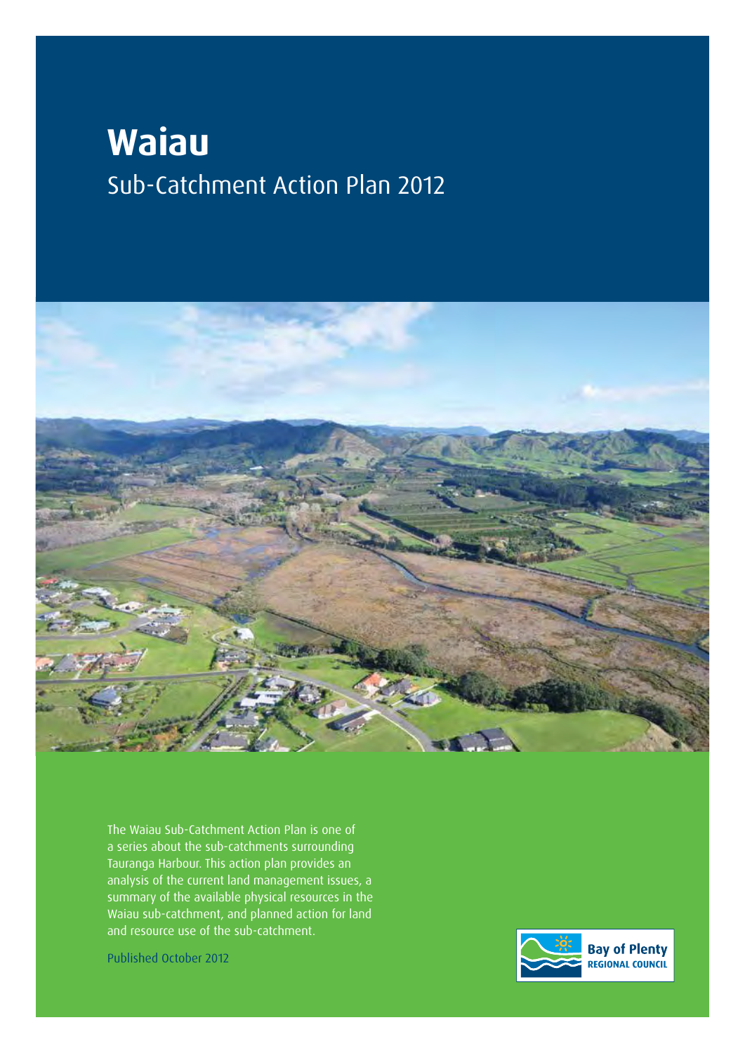# Waiau

## Sub-Catchment Action Plan 2012

The Waiau Sub-Catchment Action Plan is one of a series about the sub-catchments surrounding Tauranga Harbour. This action plan provides an analysis of the current land management issues, a summary of the available physical resources in the Waiau sub-catchment, and planned action for land and resource use of the sub-catchment.

Published October 2012

Bay of Plenty REGIONAL COUNCIL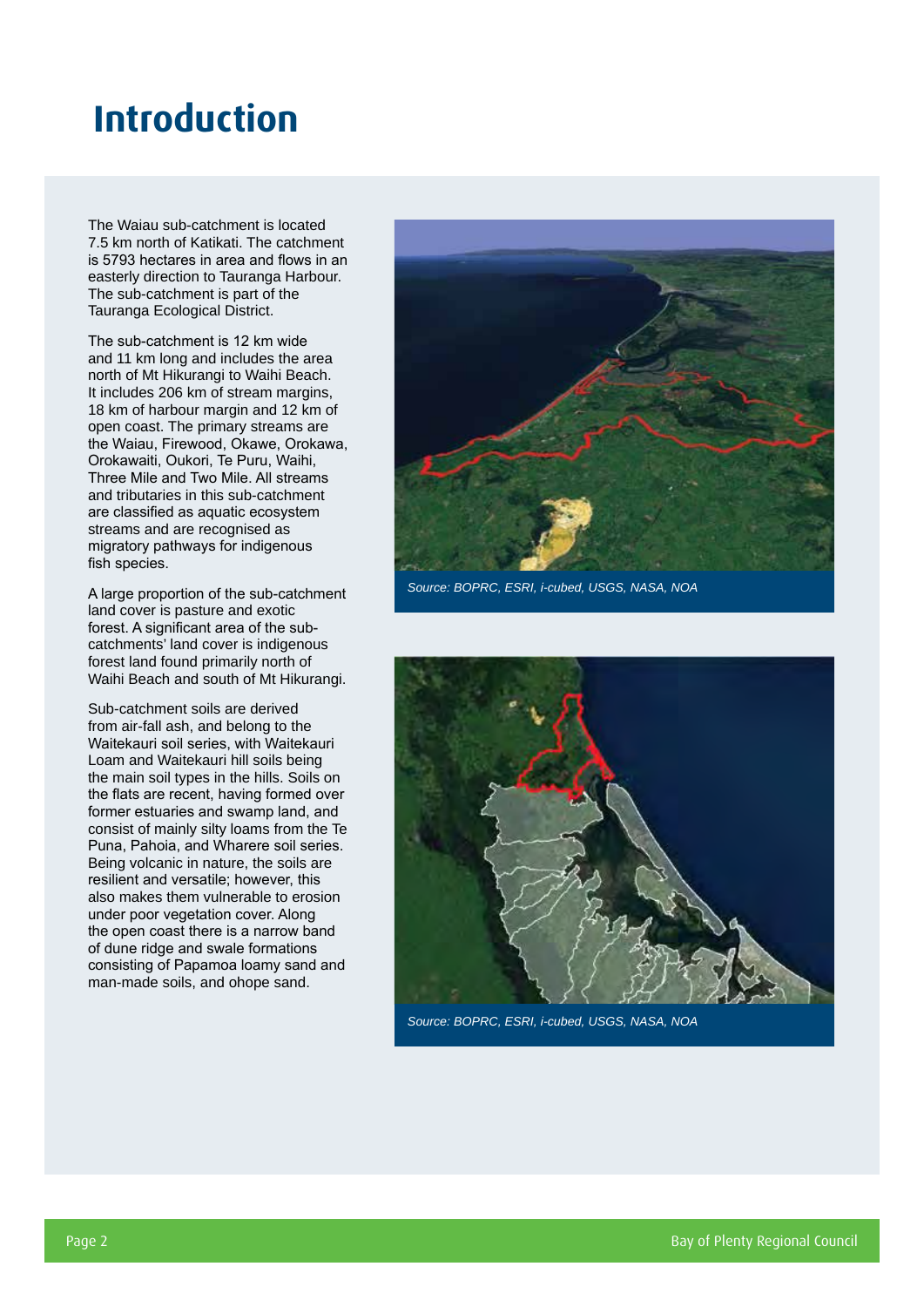# Introduction

The Waiau sub-catchment is located 7.5 km north of Katikati. The catchment is 5793 hectares in area and flows in an easterly direction to Tauranga Harbour. The sub-catchment is part of the Tauranga Ecological District.

The sub-catchment is 12 km wide and 11 km long and includes the area north of Mt Hikurangi to Waihi Beach. It includes 206 km of stream margins, 18 km of harbour margin and 12 km of open coast. The primary streams are the Waiau, Firewood, Okawe, Orokawa, Orokawaiti, Oukori, Te Puru, Waihi, Three Mile and Two Mile. All streams and tributaries in this sub-catchment are classified as aquatic ecosystem streams and are recognised as migratory pathways for indigenous fish species.

A large proportion of the sub-catchment land cover is pasture and exotic forest. A significant area of the sub-catchments' land cover is indigenous forest land found primarily north of Waihi Beach and south of Mt Hikurangi.

Sub-catchment soils are derived from air-fall ash, and belong to the Waitekauri soil series, with Waitekauri Loam and Waitekauri hill soils being the main soil types in the hills. Soils on the flats are recent, having formed over former estuaries and swamp land, and consist of mainly silty loams from the Te Puna, Pahoia, and Wharere soil series. Being volcanic in nature, the soils are resilient and versatile; however, this also makes them vulnerable to erosion under poor vegetation cover. Along the open coast there is a narrow band of dune ridge and swale formations consisting of Papamoa loamy sand and man-made soils, and ohope sand.

*Source: BOPRC, ESRI, i-cubed, USGS, NASA, NOA*

*Source: BOPRC, ESRI, i-cubed, USGS, NASA, NOA*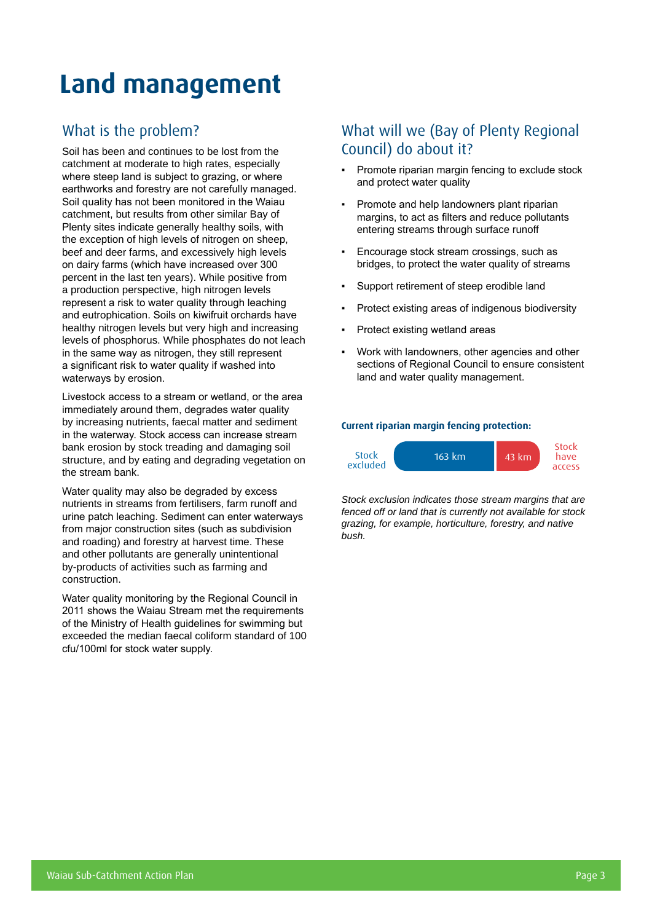# Land management

## What is the problem?

Soil has been and continues to be lost from the catchment at moderate to high rates, especially where steep land is subject to grazing, or where earthworks and forestry are not carefully managed. Soil quality has not been monitored in the Waiau catchment, but results from other similar Bay of Plenty sites indicate generally healthy soils, with the exception of high levels of nitrogen on sheep, beef and deer farms, and excessively high levels on dairy farms (which have increased over 300 percent in the last ten years). While positive from a production perspective, high nitrogen levels represent a risk to water quality through leaching and eutrophication. Soils on kiwifruit orchards have healthy nitrogen levels but very high and increasing levels of phosphorus. While phosphates do not leach in the same way as nitrogen, they still represent a significant risk to water quality if washed into waterways by erosion.

Livestock access to a stream or wetland, or the area immediately around them, degrades water quality by increasing nutrients, faecal matter and sediment in the waterway. Stock access can increase stream bank erosion by stock treading and damaging soil structure, and by eating and degrading vegetation on the stream bank.

Water quality may also be degraded by excess nutrients in streams from fertilisers, farm runoff and urine patch leaching. Sediment can enter waterways from major construction sites (such as subdivision and roading) and forestry at harvest time. These and other pollutants are generally unintentional by-products of activities such as farming and construction.

Water quality monitoring by the Regional Council in 2011 shows the Waiau Stream met the requirements of the Ministry of Health guidelines for swimming but exceeded the median faecal coliform standard of 100 cfu/100ml for stock water supply.

## What will we (Bay of Plenty Regional Council) do about it?

- Promote riparian margin fencing to exclude stock and protect water quality
- Promote and help landowners plant riparian margins, to act as filters and reduce pollutants entering streams through surface runoff
- Encourage stock stream crossings, such as bridges, to protect the water quality of streams
- Support retirement of steep erodible land
- Protect existing areas of indigenous biodiversity
- Protect existing wetland areas
- Work with landowners, other agencies and other sections of Regional Council to ensure consistent land and water quality management.

**Current riparian margin fencing protection:**

| Stock excluded | Stock have access |
|---|---|
| 163 km | 43 km |

*Stock exclusion indicates those stream margins that are fenced off or land that is currently not available for stock grazing, for example, horticulture, forestry, and native bush.*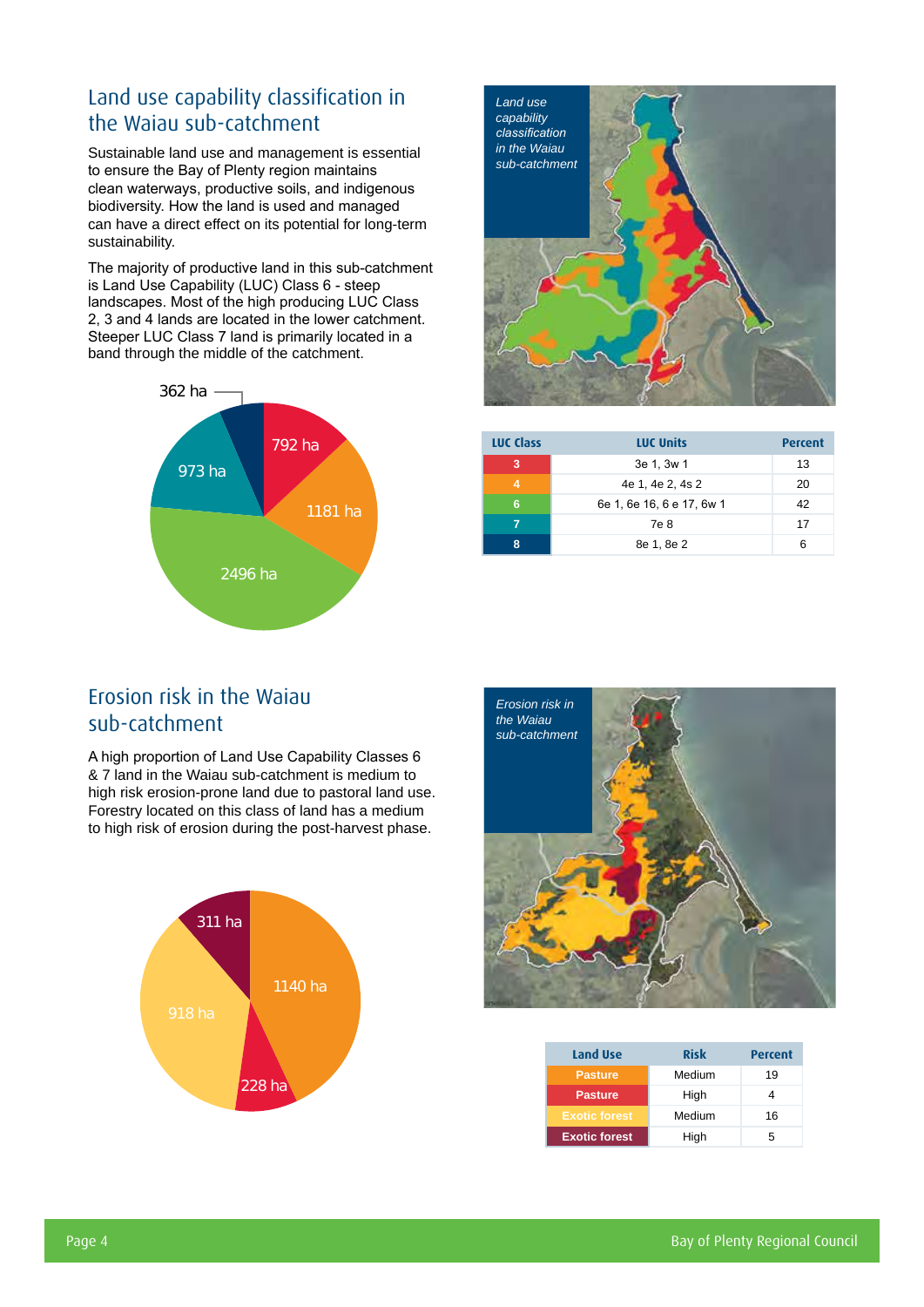## Land use capability classification in the Waiau sub-catchment

Sustainable land use and management is essential to ensure the Bay of Plenty region maintains clean waterways, productive soils, and indigenous biodiversity. How the land is used and managed can have a direct effect on its potential for long-term sustainability.

The majority of productive land in this sub-catchment is Land Use Capability (LUC) Class 6 - steep landscapes. Most of the high producing LUC Class 2, 3 and 4 lands are located in the lower catchment. Steeper LUC Class 7 land is primarily located in a band through the middle of the catchment.

362 ha

792 ha

973 ha

1181 ha

2496 ha

*Land use capability classification in the Waiau sub-catchment*

| LUC Class | LUC Units | Percent |
|---|---|---|
| 3 | 3e 1, 3w 1 | 13 |
| 4 | 4e 1, 4e 2, 4s 2 | 20 |
| 6 | 6e 1, 6e 16, 6 e 17, 6w 1 | 42 |
| 7 | 7e 8 | 17 |
| 8 | 8e 1, 8e 2 | 6 |

## Erosion risk in the Waiau sub-catchment

A high proportion of Land Use Capability Classes 6 & 7 land in the Waiau sub-catchment is medium to high risk erosion-prone land due to pastoral land use. Forestry located on this class of land has a medium to high risk of erosion during the post-harvest phase.

311 ha

1140 ha

918 ha

228 ha

*Erosion risk in the Waiau sub-catchment*

| Land Use | Risk | Percent |
|---|---|---|
| Pasture | Medium | 19 |
| Pasture | High | 4 |
| Exotic forest | Medium | 16 |
| Exotic forest | High | 5 |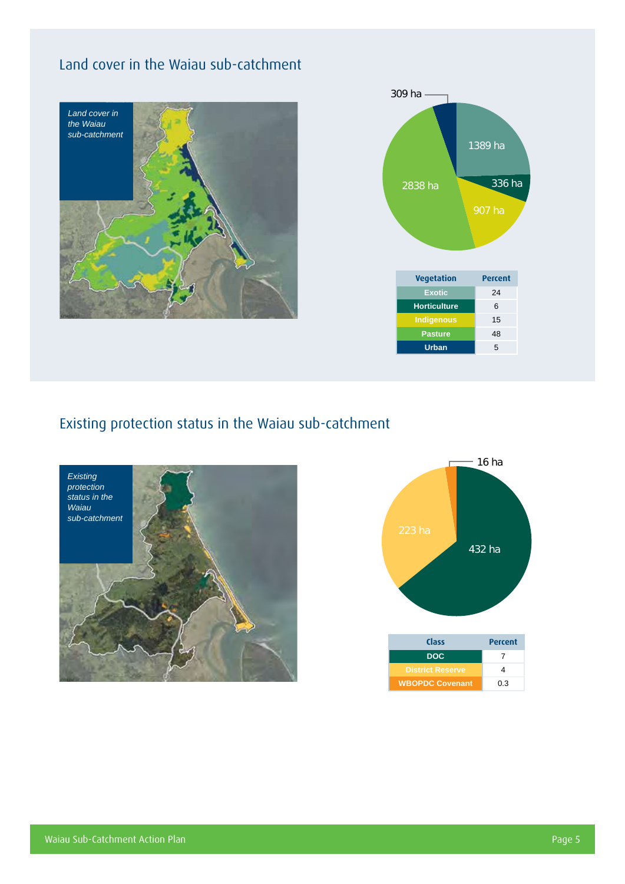## Land cover in the Waiau sub-catchment

*Land cover in the Waiau sub-catchment*

309 ha

1389 ha

336 ha

907 ha

2838 ha

| Vegetation | Percent |
|---|---|
| Exotic | 24 |
| Horticulture | 6 |
| Indigenous | 15 |
| Pasture | 48 |
| Urban | 5 |

## Existing protection status in the Waiau sub-catchment

*Existing protection status in the Waiau sub-catchment*

16 ha

223 ha

432 ha

| Class | Percent |
|---|---|
| DOC | 7 |
| District Reserve | 4 |
| WBOPDC Covenant | 0.3 |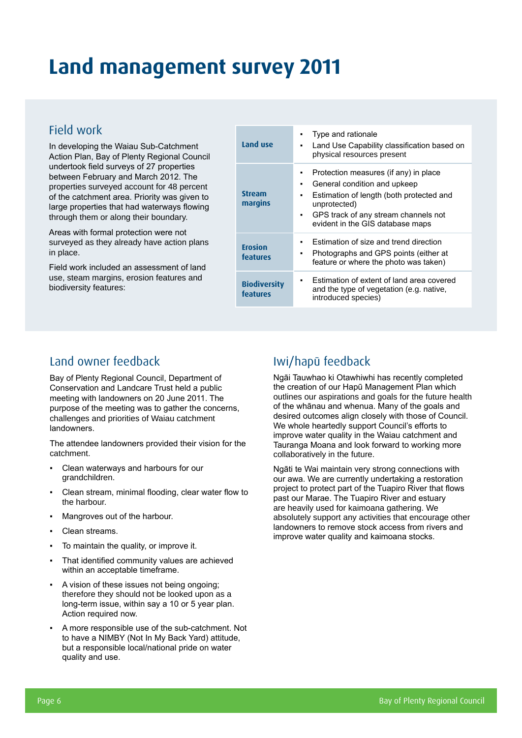# Land management survey 2011

## Field work

In developing the Waiau Sub-Catchment Action Plan, Bay of Plenty Regional Council undertook field surveys of 27 properties between February and March 2012. The properties surveyed account for 48 percent of the catchment area. Priority was given to large properties that had waterways flowing through them or along their boundary.

Areas with formal protection were not surveyed as they already have action plans in place.

Field work included an assessment of land use, steam margins, erosion features and biodiversity features:

| | |
|---|---|
| **Land use** | ▪ Type and rationale<br>▪ Land Use Capability classification based on physical resources present |
| **Stream margins** | ▪ Protection measures (if any) in place<br>▪ General condition and upkeep<br>▪ Estimation of length (both protected and unprotected)<br>▪ GPS track of any stream channels not evident in the GIS database maps |
| **Erosion features** | ▪ Estimation of size and trend direction<br>▪ Photographs and GPS points (either at feature or where the photo was taken) |
| **Biodiversity features** | ▪ Estimation of extent of land area covered and the type of vegetation (e.g. native, introduced species) |

## Land owner feedback

Bay of Plenty Regional Council, Department of Conservation and Landcare Trust held a public meeting with landowners on 20 June 2011. The purpose of the meeting was to gather the concerns, challenges and priorities of Waiau catchment landowners.

The attendee landowners provided their vision for the catchment.

- Clean waterways and harbours for our grandchildren.
- Clean stream, minimal flooding, clear water flow to the harbour.
- Mangroves out of the harbour.
- Clean streams.
- To maintain the quality, or improve it.
- That identified community values are achieved within an acceptable timeframe.
- A vision of these issues not being ongoing; therefore they should not be looked upon as a long-term issue, within say a 10 or 5 year plan. Action required now.
- A more responsible use of the sub-catchment. Not to have a NIMBY (Not In My Back Yard) attitude, but a responsible local/national pride on water quality and use.

## Iwi/hapū feedback

Ngāi Tauwhao ki Otawhiwhi has recently completed the creation of our Hapū Management Plan which outlines our aspirations and goals for the future health of the whānau and whenua. Many of the goals and desired outcomes align closely with those of Council. We whole heartedly support Council's efforts to improve water quality in the Waiau catchment and Tauranga Moana and look forward to working more collaboratively in the future.

Ngāti te Wai maintain very strong connections with our awa. We are currently undertaking a restoration project to protect part of the Tuapiro River that flows past our Marae. The Tuapiro River and estuary are heavily used for kaimoana gathering. We absolutely support any activities that encourage other landowners to remove stock access from rivers and improve water quality and kaimoana stocks.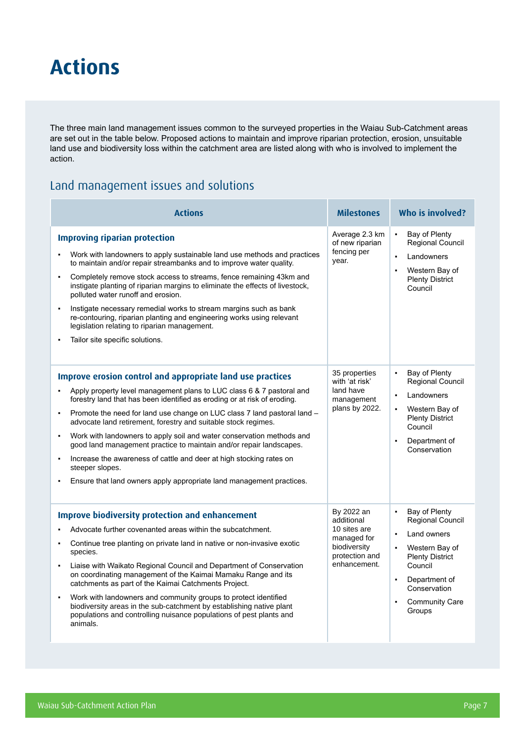# Actions

The three main land management issues common to the surveyed properties in the Waiau Sub-Catchment areas are set out in the table below. Proposed actions to maintain and improve riparian protection, erosion, unsuitable land use and biodiversity loss within the catchment area are listed along with who is involved to implement the action.

## Land management issues and solutions

| Actions | Milestones | Who is involved? |
|---|---|---|
| **Improving riparian protection**<br>▪ Work with landowners to apply sustainable land use methods and practices to maintain and/or repair streambanks and to improve water quality.<br>▪ Completely remove stock access to streams, fence remaining 43km and instigate planting of riparian margins to eliminate the effects of livestock, polluted water runoff and erosion.<br>▪ Instigate necessary remedial works to stream margins such as bank re-contouring, riparian planting and engineering works using relevant legislation relating to riparian management.<br>▪ Tailor site specific solutions. | Average 2.3 km of new riparian fencing per year. | ▪ Bay of Plenty Regional Council<br>▪ Landowners<br>▪ Western Bay of Plenty District Council |
| **Improve erosion control and appropriate land use practices**<br>▪ Apply property level management plans to LUC class 6 & 7 pastoral and forestry land that has been identified as eroding or at risk of eroding.<br>▪ Promote the need for land use change on LUC class 7 land pastoral land – advocate land retirement, forestry and suitable stock regimes.<br>▪ Work with landowners to apply soil and water conservation methods and good land management practice to maintain and/or repair landscapes.<br>▪ Increase the awareness of cattle and deer at high stocking rates on steeper slopes.<br>▪ Ensure that land owners apply appropriate land management practices. | 35 properties with 'at risk' land have management plans by 2022. | ▪ Bay of Plenty Regional Council<br>▪ Landowners<br>▪ Western Bay of Plenty District Council<br>▪ Department of Conservation |
| **Improve biodiversity protection and enhancement**<br>▪ Advocate further covenanted areas within the subcatchment.<br>▪ Continue tree planting on private land in native or non-invasive exotic species.<br>▪ Liaise with Waikato Regional Council and Department of Conservation on coordinating management of the Kaimai Mamaku Range and its catchments as part of the Kaimai Catchments Project.<br>▪ Work with landowners and community groups to protect identified biodiversity areas in the sub-catchment by establishing native plant populations and controlling nuisance populations of pest plants and animals. | By 2022 an additional 10 sites are managed for biodiversity protection and enhancement. | ▪ Bay of Plenty Regional Council<br>▪ Land owners<br>▪ Western Bay of Plenty District Council<br>▪ Department of Conservation<br>▪ Community Care Groups |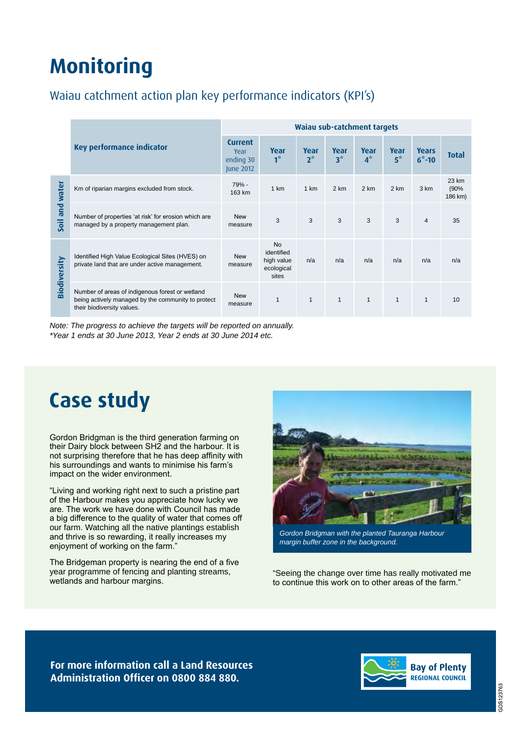# Monitoring

## Waiau catchment action plan key performance indicators (KPI's)

| | Key performance indicator | Waiau sub-catchment targets | | | | | | | |
|---|---|---|---|---|---|---|---|---|---|
| | | Current Year ending 30 June 2012 | Year 1* | Year 2* | Year 3* | Year 4* | Year 5* | Years 6*-10 | Total |
| Soil and water | Km of riparian margins excluded from stock. | 79% - 163 km | 1 km | 1 km | 2 km | 2 km | 2 km | 3 km | 23 km (90% 186 km) |
| | Number of properties 'at risk' for erosion which are managed by a property management plan. | New measure | 3 | 3 | 3 | 3 | 3 | 4 | 35 |
| Biodiversity | Identified High Value Ecological Sites (HVES) on private land that are under active management. | New measure | No identified high value ecological sites | n/a | n/a | n/a | n/a | n/a | n/a |
| | Number of areas of indigenous forest or wetland being actively managed by the community to protect their biodiversity values. | New measure | 1 | 1 | 1 | 1 | 1 | 1 | 10 |

*Note: The progress to achieve the targets will be reported on annually.*
*\*Year 1 ends at 30 June 2013, Year 2 ends at 30 June 2014 etc.*

# Case study

Gordon Bridgman is the third generation farming on their Dairy block between SH2 and the harbour. It is not surprising therefore that he has deep affinity with his surroundings and wants to minimise his farm's impact on the wider environment.

"Living and working right next to such a pristine part of the Harbour makes you appreciate how lucky we are. The work we have done with Council has made a big difference to the quality of water that comes off our farm. Watching all the native plantings establish and thrive is so rewarding, it really increases my enjoyment of working on the farm."

The Bridgeman property is nearing the end of a five year programme of fencing and planting streams, wetlands and harbour margins.

*Gordon Bridgman with the planted Tauranga Harbour margin buffer zone in the background.*

"Seeing the change over time has really motivated me to continue this work on to other areas of the farm."

**For more information call a Land Resources Administration Officer on 0800 884 880.**

Bay of Plenty REGIONAL COUNCIL

GDS123763